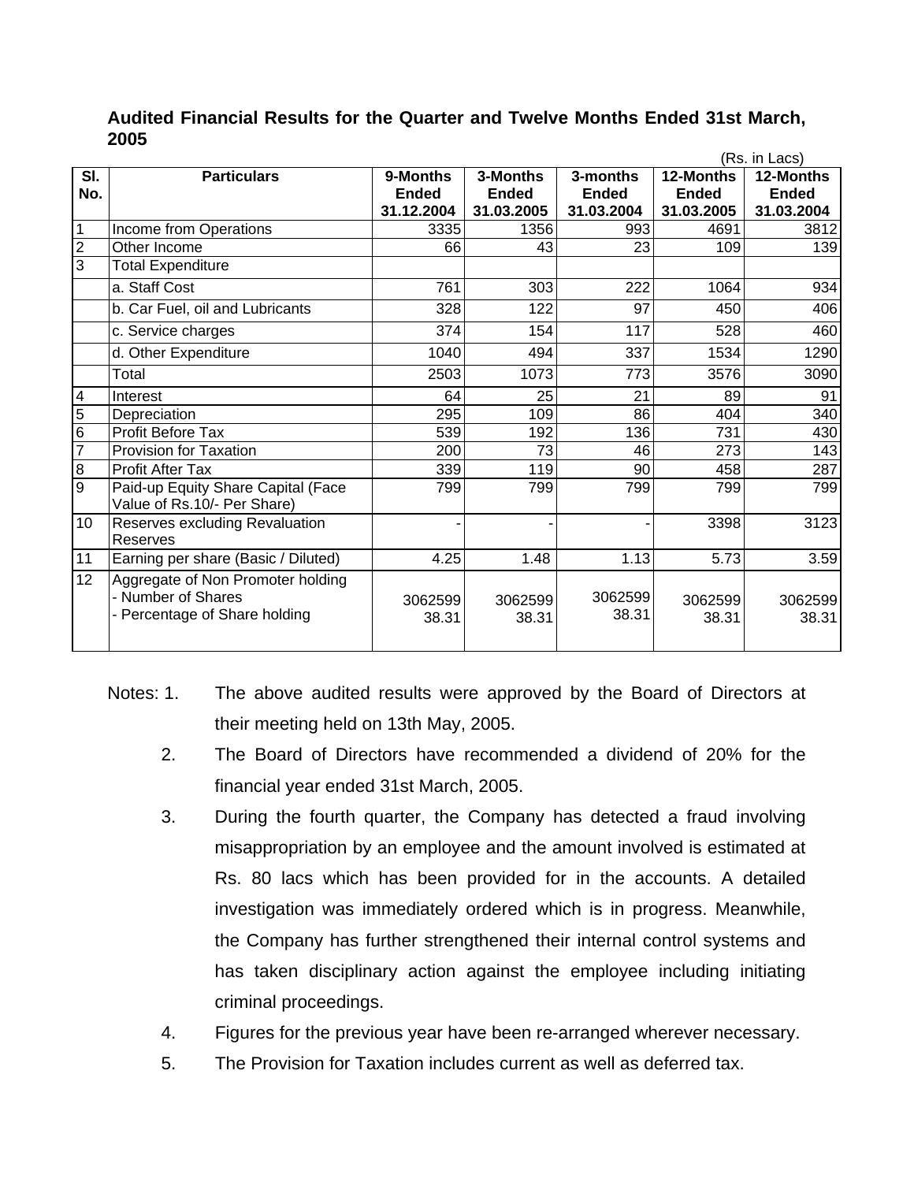**Audited Financial Results for the Quarter and Twelve Months Ended 31st March, 2005**

(Rs. in Lacs)

| Sl. No. | Particulars | 9-Months Ended 31.12.2004 | 3-Months Ended 31.03.2005 | 3-months Ended 31.03.2004 | 12-Months Ended 31.03.2005 | 12-Months Ended 31.03.2004 |
|---|---|---|---|---|---|---|
| 1 | Income from Operations | 3335 | 1356 | 993 | 4691 | 3812 |
| 2 | Other Income | 66 | 43 | 23 | 109 | 139 |
| 3 | Total Expenditure | | | | | |
| | a. Staff Cost | 761 | 303 | 222 | 1064 | 934 |
| | b. Car Fuel, oil and Lubricants | 328 | 122 | 97 | 450 | 406 |
| | c. Service charges | 374 | 154 | 117 | 528 | 460 |
| | d. Other Expenditure | 1040 | 494 | 337 | 1534 | 1290 |
| | Total | 2503 | 1073 | 773 | 3576 | 3090 |
| 4 | Interest | 64 | 25 | 21 | 89 | 91 |
| 5 | Depreciation | 295 | 109 | 86 | 404 | 340 |
| 6 | Profit Before Tax | 539 | 192 | 136 | 731 | 430 |
| 7 | Provision for Taxation | 200 | 73 | 46 | 273 | 143 |
| 8 | Profit After Tax | 339 | 119 | 90 | 458 | 287 |
| 9 | Paid-up Equity Share Capital (Face Value of Rs.10/- Per Share) | 799 | 799 | 799 | 799 | 799 |
| 10 | Reserves excluding Revaluation Reserves | - | - | - | 3398 | 3123 |
| 11 | Earning per share (Basic / Diluted) | 4.25 | 1.48 | 1.13 | 5.73 | 3.59 |
| 12 | Aggregate of Non Promoter holding<br>- Number of Shares<br>- Percentage of Share holding | 3062599<br>38.31 | 3062599<br>38.31 | 3062599<br>38.31 | 3062599<br>38.31 | 3062599<br>38.31 |

Notes:

1. The above audited results were approved by the Board of Directors at their meeting held on 13th May, 2005.
2. The Board of Directors have recommended a dividend of 20% for the financial year ended 31st March, 2005.
3. During the fourth quarter, the Company has detected a fraud involving misappropriation by an employee and the amount involved is estimated at Rs. 80 lacs which has been provided for in the accounts. A detailed investigation was immediately ordered which is in progress. Meanwhile, the Company has further strengthened their internal control systems and has taken disciplinary action against the employee including initiating criminal proceedings.
4. Figures for the previous year have been re-arranged wherever necessary.
5. The Provision for Taxation includes current as well as deferred tax.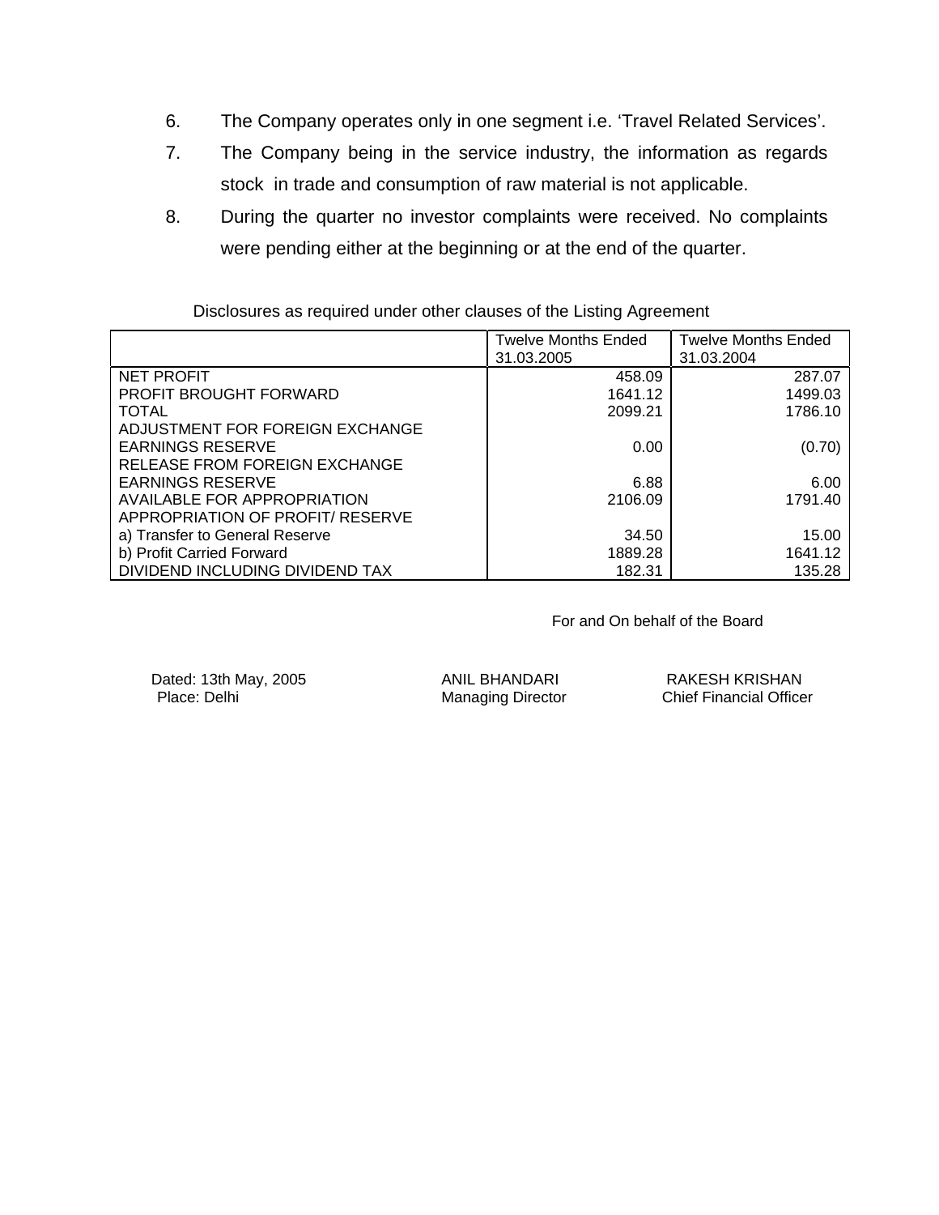6. The Company operates only in one segment i.e. 'Travel Related Services'.
7. The Company being in the service industry, the information as regards stock in trade and consumption of raw material is not applicable.
8. During the quarter no investor complaints were received. No complaints were pending either at the beginning or at the end of the quarter.

Disclosures as required under other clauses of the Listing Agreement

| | Twelve Months Ended 31.03.2005 | Twelve Months Ended 31.03.2004 |
|---|---|---|
| NET PROFIT | 458.09 | 287.07 |
| PROFIT BROUGHT FORWARD | 1641.12 | 1499.03 |
| TOTAL | 2099.21 | 1786.10 |
| ADJUSTMENT FOR FOREIGN EXCHANGE EARNINGS RESERVE | 0.00 | (0.70) |
| RELEASE FROM FOREIGN EXCHANGE EARNINGS RESERVE | 6.88 | 6.00 |
| AVAILABLE FOR APPROPRIATION | 2106.09 | 1791.40 |
| APPROPRIATION OF PROFIT/ RESERVE | | |
| a) Transfer to General Reserve | 34.50 | 15.00 |
| b) Profit Carried Forward | 1889.28 | 1641.12 |
| DIVIDEND INCLUDING DIVIDEND TAX | 182.31 | 135.28 |

For and On behalf of the Board

Dated: 13th May, 2005
Place: Delhi

ANIL BHANDARI
Managing Director

RAKESH KRISHAN
Chief Financial Officer